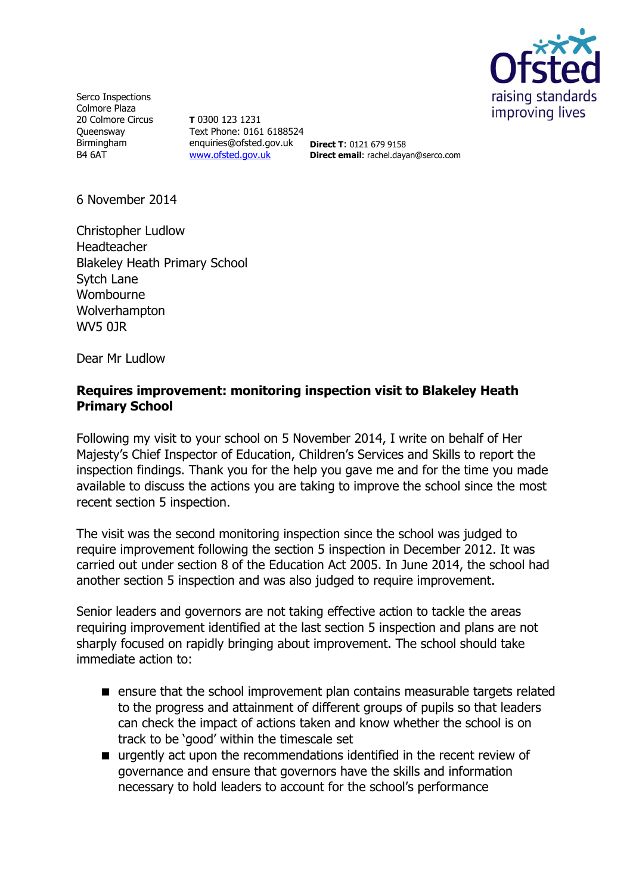Serco Inspections
Colmore Plaza
20 Colmore Circus
Queensway
Birmingham
B4 6AT

**T** 0300 123 1231
Text Phone: 0161 6188524
enquiries@ofsted.gov.uk
[www.ofsted.gov.uk](www.ofsted.gov.uk)

**Direct T**: 0121 679 9158
**Direct email**: rachel.dayan@serco.com

6 November 2014

Christopher Ludlow
Headteacher
Blakeley Heath Primary School
Sytch Lane
Wombourne
Wolverhampton
WV5 0JR

Dear Mr Ludlow

**Requires improvement: monitoring inspection visit to Blakeley Heath Primary School**

Following my visit to your school on 5 November 2014, I write on behalf of Her Majesty's Chief Inspector of Education, Children's Services and Skills to report the inspection findings. Thank you for the help you gave me and for the time you made available to discuss the actions you are taking to improve the school since the most recent section 5 inspection.

The visit was the second monitoring inspection since the school was judged to require improvement following the section 5 inspection in December 2012. It was carried out under section 8 of the Education Act 2005. In June 2014, the school had another section 5 inspection and was also judged to require improvement.

Senior leaders and governors are not taking effective action to tackle the areas requiring improvement identified at the last section 5 inspection and plans are not sharply focused on rapidly bringing about improvement. The school should take immediate action to:

- ensure that the school improvement plan contains measurable targets related to the progress and attainment of different groups of pupils so that leaders can check the impact of actions taken and know whether the school is on track to be 'good' within the timescale set
- urgently act upon the recommendations identified in the recent review of governance and ensure that governors have the skills and information necessary to hold leaders to account for the school's performance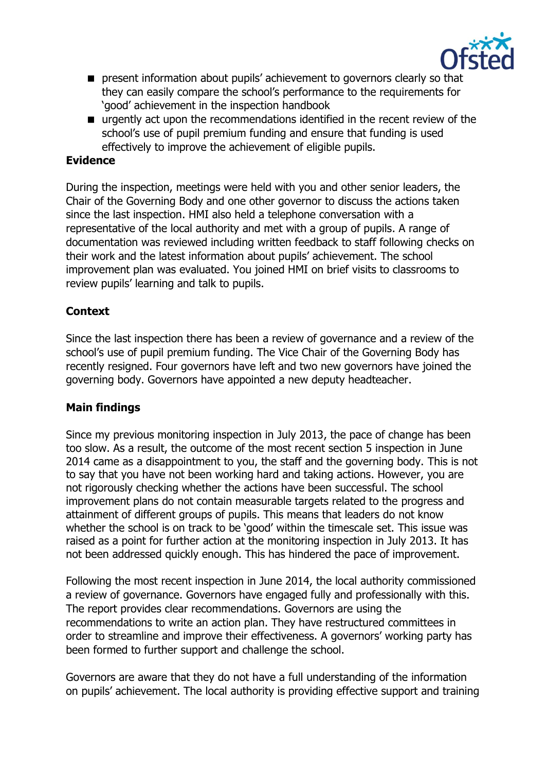- present information about pupils' achievement to governors clearly so that they can easily compare the school's performance to the requirements for 'good' achievement in the inspection handbook
- urgently act upon the recommendations identified in the recent review of the school's use of pupil premium funding and ensure that funding is used effectively to improve the achievement of eligible pupils.

**Evidence**

During the inspection, meetings were held with you and other senior leaders, the Chair of the Governing Body and one other governor to discuss the actions taken since the last inspection. HMI also held a telephone conversation with a representative of the local authority and met with a group of pupils. A range of documentation was reviewed including written feedback to staff following checks on their work and the latest information about pupils' achievement. The school improvement plan was evaluated. You joined HMI on brief visits to classrooms to review pupils' learning and talk to pupils.

**Context**

Since the last inspection there has been a review of governance and a review of the school's use of pupil premium funding. The Vice Chair of the Governing Body has recently resigned. Four governors have left and two new governors have joined the governing body. Governors have appointed a new deputy headteacher.

**Main findings**

Since my previous monitoring inspection in July 2013, the pace of change has been too slow. As a result, the outcome of the most recent section 5 inspection in June 2014 came as a disappointment to you, the staff and the governing body. This is not to say that you have not been working hard and taking actions. However, you are not rigorously checking whether the actions have been successful. The school improvement plans do not contain measurable targets related to the progress and attainment of different groups of pupils. This means that leaders do not know whether the school is on track to be 'good' within the timescale set. This issue was raised as a point for further action at the monitoring inspection in July 2013. It has not been addressed quickly enough. This has hindered the pace of improvement.

Following the most recent inspection in June 2014, the local authority commissioned a review of governance. Governors have engaged fully and professionally with this. The report provides clear recommendations. Governors are using the recommendations to write an action plan. They have restructured committees in order to streamline and improve their effectiveness. A governors' working party has been formed to further support and challenge the school.

Governors are aware that they do not have a full understanding of the information on pupils' achievement. The local authority is providing effective support and training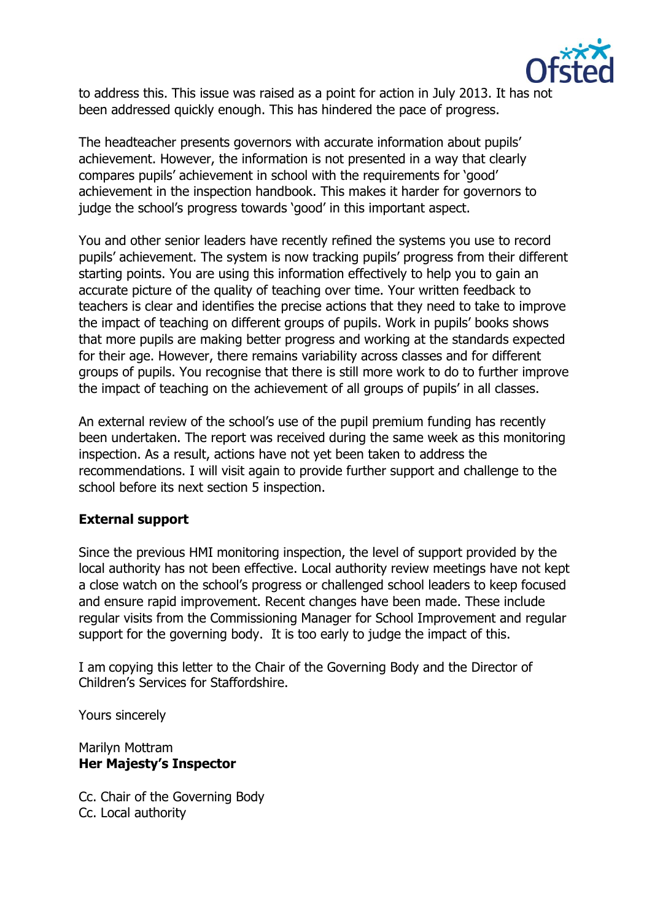to address this. This issue was raised as a point for action in July 2013. It has not been addressed quickly enough. This has hindered the pace of progress.

The headteacher presents governors with accurate information about pupils' achievement. However, the information is not presented in a way that clearly compares pupils' achievement in school with the requirements for 'good' achievement in the inspection handbook. This makes it harder for governors to judge the school's progress towards 'good' in this important aspect.

You and other senior leaders have recently refined the systems you use to record pupils' achievement. The system is now tracking pupils' progress from their different starting points. You are using this information effectively to help you to gain an accurate picture of the quality of teaching over time. Your written feedback to teachers is clear and identifies the precise actions that they need to take to improve the impact of teaching on different groups of pupils. Work in pupils' books shows that more pupils are making better progress and working at the standards expected for their age. However, there remains variability across classes and for different groups of pupils. You recognise that there is still more work to do to further improve the impact of teaching on the achievement of all groups of pupils' in all classes.

An external review of the school's use of the pupil premium funding has recently been undertaken. The report was received during the same week as this monitoring inspection. As a result, actions have not yet been taken to address the recommendations. I will visit again to provide further support and challenge to the school before its next section 5 inspection.

**External support**

Since the previous HMI monitoring inspection, the level of support provided by the local authority has not been effective. Local authority review meetings have not kept a close watch on the school's progress or challenged school leaders to keep focused and ensure rapid improvement. Recent changes have been made. These include regular visits from the Commissioning Manager for School Improvement and regular support for the governing body. It is too early to judge the impact of this.

I am copying this letter to the Chair of the Governing Body and the Director of Children's Services for Staffordshire.

Yours sincerely

Marilyn Mottram
**Her Majesty's Inspector**

Cc. Chair of the Governing Body
Cc. Local authority